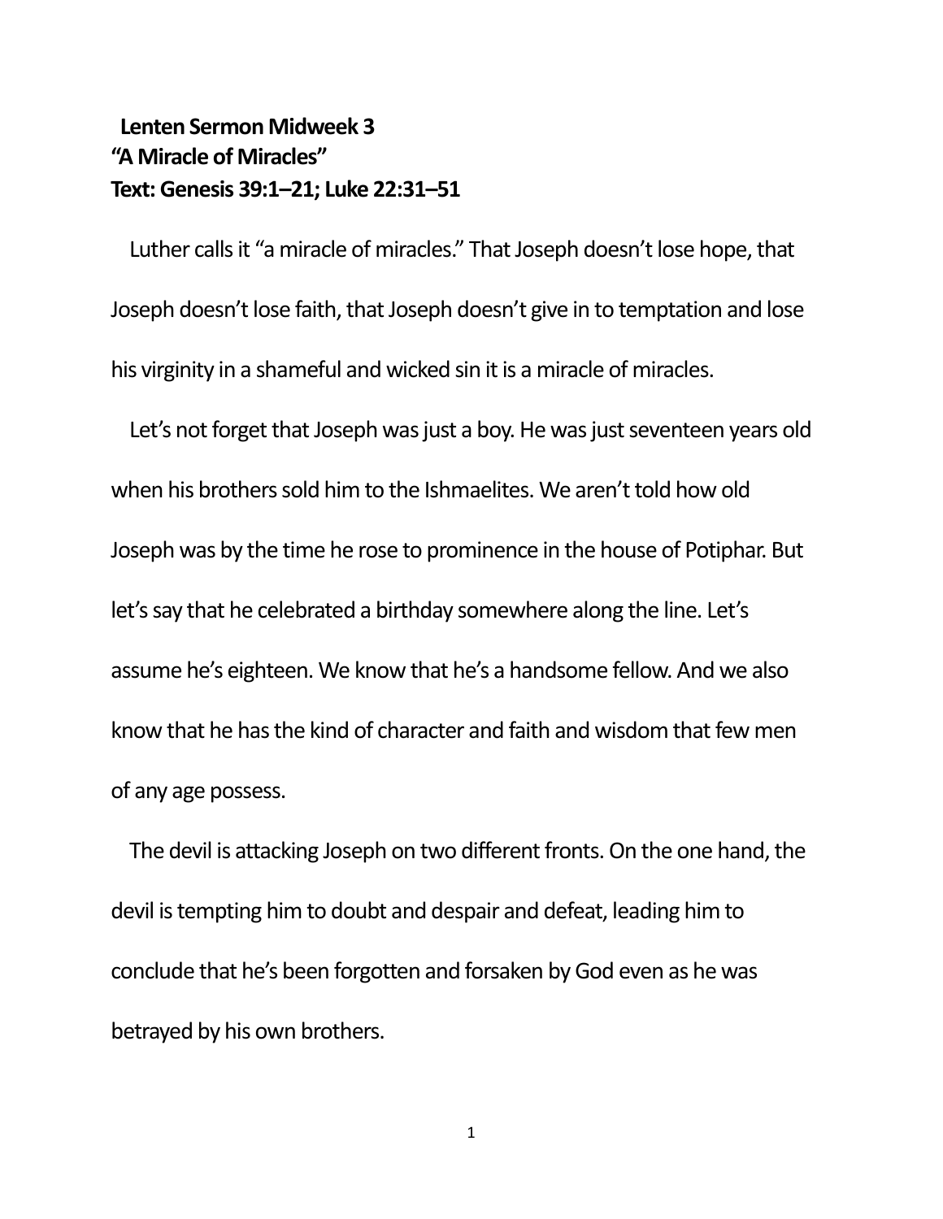**Lenten Sermon Midweek 3**
**"A Miracle of Miracles"**
**Text: Genesis 39:1–21; Luke 22:31–51**

Luther calls it "a miracle of miracles." That Joseph doesn't lose hope, that Joseph doesn't lose faith, that Joseph doesn't give in to temptation and lose his virginity in a shameful and wicked sin it is a miracle of miracles.

Let's not forget that Joseph was just a boy. He was just seventeen years old when his brothers sold him to the Ishmaelites. We aren't told how old Joseph was by the time he rose to prominence in the house of Potiphar. But let's say that he celebrated a birthday somewhere along the line. Let's assume he's eighteen. We know that he's a handsome fellow. And we also know that he has the kind of character and faith and wisdom that few men of any age possess.

The devil is attacking Joseph on two different fronts. On the one hand, the devil is tempting him to doubt and despair and defeat, leading him to conclude that he's been forgotten and forsaken by God even as he was betrayed by his own brothers.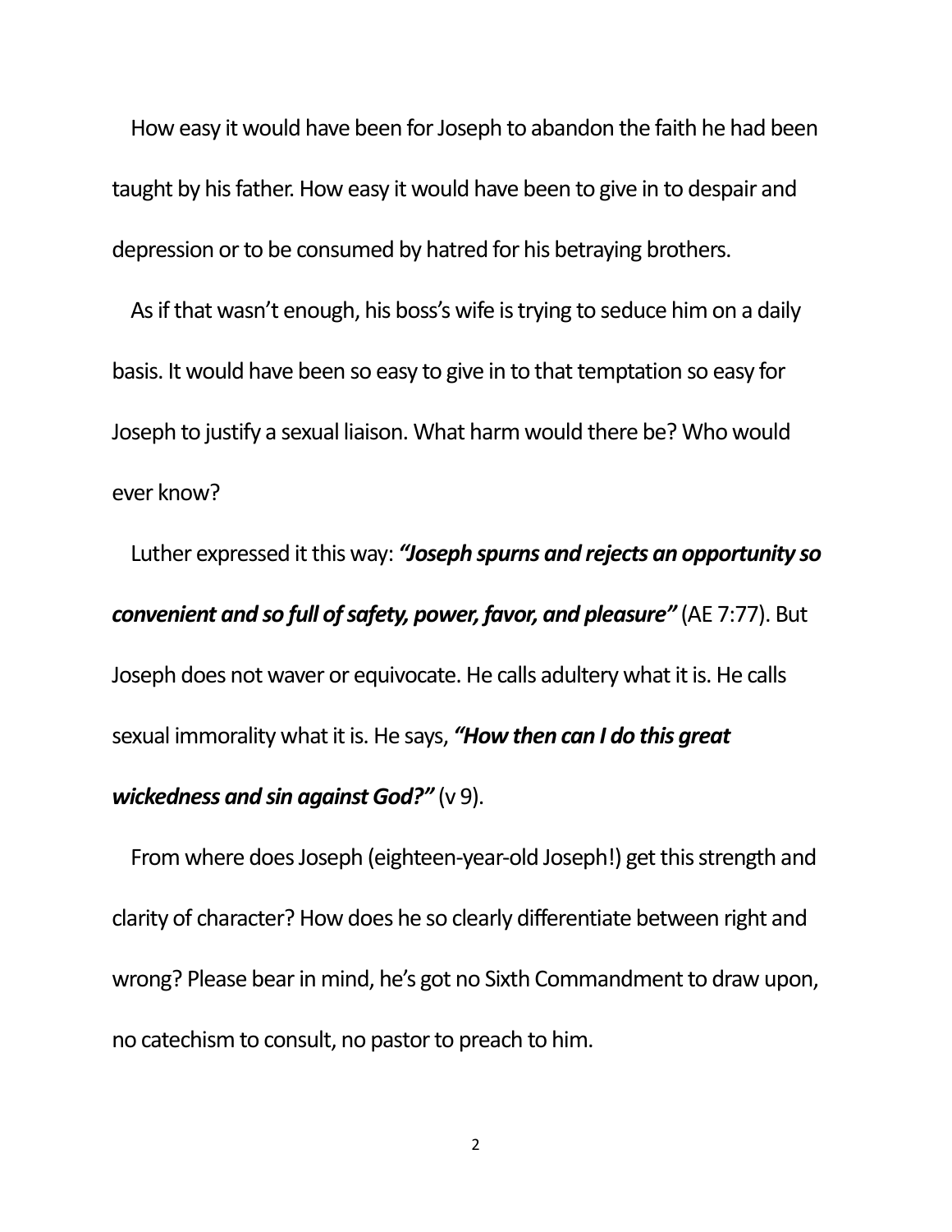How easy it would have been for Joseph to abandon the faith he had been taught by his father. How easy it would have been to give in to despair and depression or to be consumed by hatred for his betraying brothers.

As if that wasn't enough, his boss's wife is trying to seduce him on a daily basis. It would have been so easy to give in to that temptation so easy for Joseph to justify a sexual liaison. What harm would there be? Who would ever know?

Luther expressed it this way: ***"Joseph spurns and rejects an opportunity so convenient and so full of safety, power, favor, and pleasure"*** (AE 7:77). But Joseph does not waver or equivocate. He calls adultery what it is. He calls sexual immorality what it is. He says, ***"How then can I do this great wickedness and sin against God?"*** (v 9).

From where does Joseph (eighteen-year-old Joseph!) get this strength and clarity of character? How does he so clearly differentiate between right and wrong? Please bear in mind, he's got no Sixth Commandment to draw upon, no catechism to consult, no pastor to preach to him.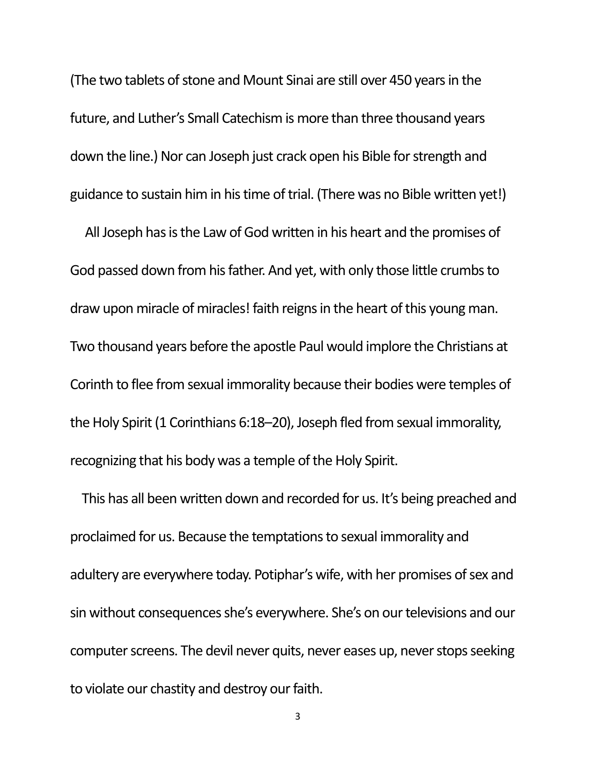(The two tablets of stone and Mount Sinai are still over 450 years in the future, and Luther's Small Catechism is more than three thousand years down the line.) Nor can Joseph just crack open his Bible for strength and guidance to sustain him in his time of trial. (There was no Bible written yet!)

All Joseph has is the Law of God written in his heart and the promises of God passed down from his father. And yet, with only those little crumbs to draw upon miracle of miracles! faith reigns in the heart of this young man. Two thousand years before the apostle Paul would implore the Christians at Corinth to flee from sexual immorality because their bodies were temples of the Holy Spirit (1 Corinthians 6:18–20), Joseph fled from sexual immorality, recognizing that his body was a temple of the Holy Spirit.

This has all been written down and recorded for us. It's being preached and proclaimed for us. Because the temptations to sexual immorality and adultery are everywhere today. Potiphar's wife, with her promises of sex and sin without consequences she's everywhere. She's on our televisions and our computer screens. The devil never quits, never eases up, never stops seeking to violate our chastity and destroy our faith.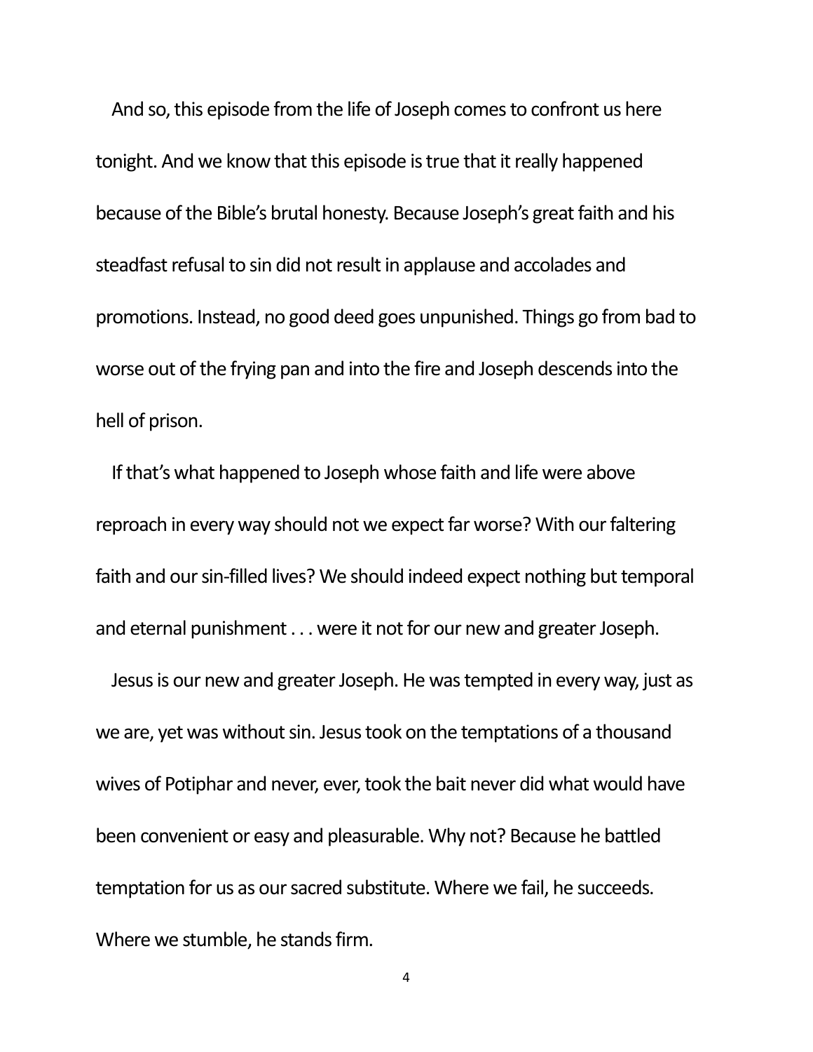And so, this episode from the life of Joseph comes to confront us here tonight. And we know that this episode is true that it really happened because of the Bible's brutal honesty. Because Joseph's great faith and his steadfast refusal to sin did not result in applause and accolades and promotions. Instead, no good deed goes unpunished. Things go from bad to worse out of the frying pan and into the fire and Joseph descends into the hell of prison.

If that's what happened to Joseph whose faith and life were above reproach in every way should not we expect far worse? With our faltering faith and our sin-filled lives? We should indeed expect nothing but temporal and eternal punishment . . . were it not for our new and greater Joseph.

Jesus is our new and greater Joseph. He was tempted in every way, just as we are, yet was without sin. Jesus took on the temptations of a thousand wives of Potiphar and never, ever, took the bait never did what would have been convenient or easy and pleasurable. Why not? Because he battled temptation for us as our sacred substitute. Where we fail, he succeeds. Where we stumble, he stands firm.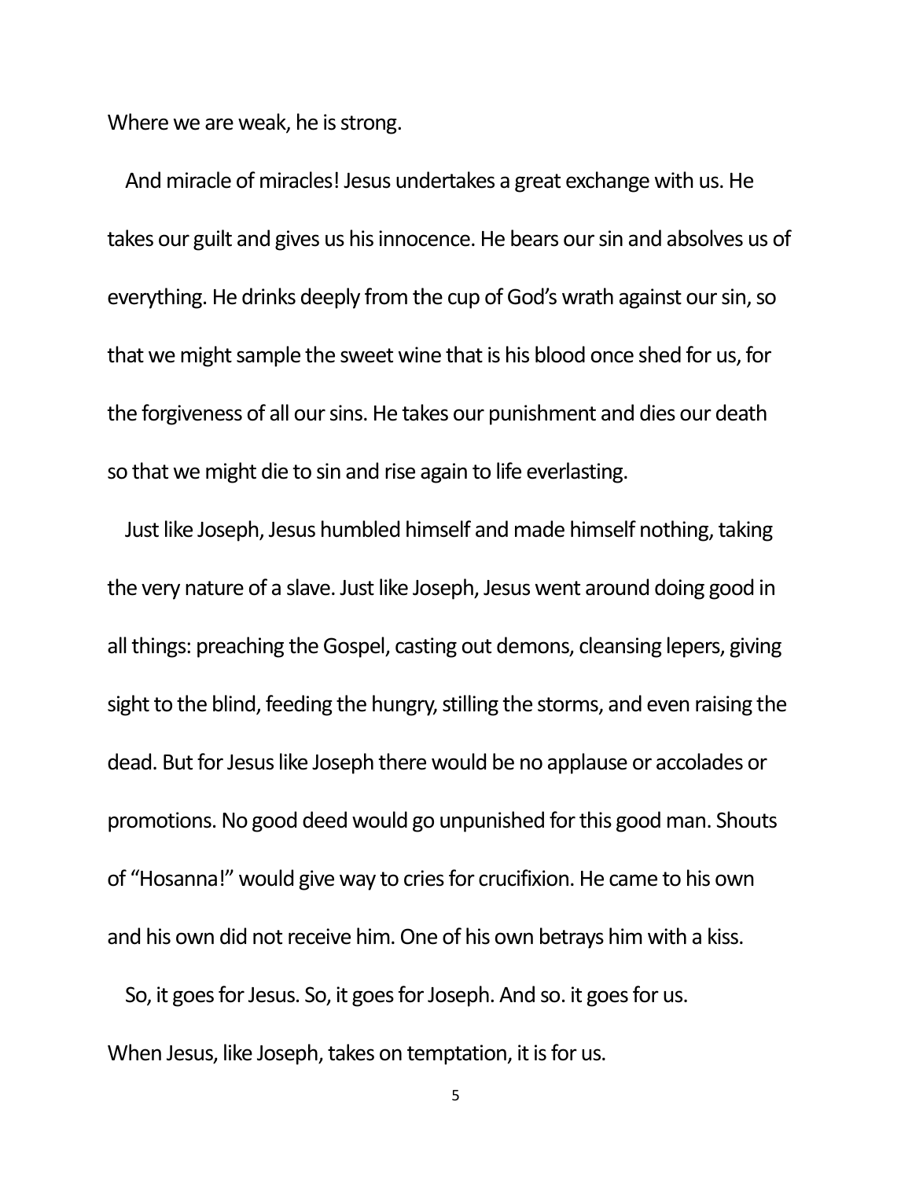Where we are weak, he is strong.

And miracle of miracles! Jesus undertakes a great exchange with us. He takes our guilt and gives us his innocence. He bears our sin and absolves us of everything. He drinks deeply from the cup of God's wrath against our sin, so that we might sample the sweet wine that is his blood once shed for us, for the forgiveness of all our sins. He takes our punishment and dies our death so that we might die to sin and rise again to life everlasting.

Just like Joseph, Jesus humbled himself and made himself nothing, taking the very nature of a slave. Just like Joseph, Jesus went around doing good in all things: preaching the Gospel, casting out demons, cleansing lepers, giving sight to the blind, feeding the hungry, stilling the storms, and even raising the dead. But for Jesus like Joseph there would be no applause or accolades or promotions. No good deed would go unpunished for this good man. Shouts of "Hosanna!" would give way to cries for crucifixion. He came to his own and his own did not receive him. One of his own betrays him with a kiss.

So, it goes for Jesus. So, it goes for Joseph. And so. it goes for us.

When Jesus, like Joseph, takes on temptation, it is for us.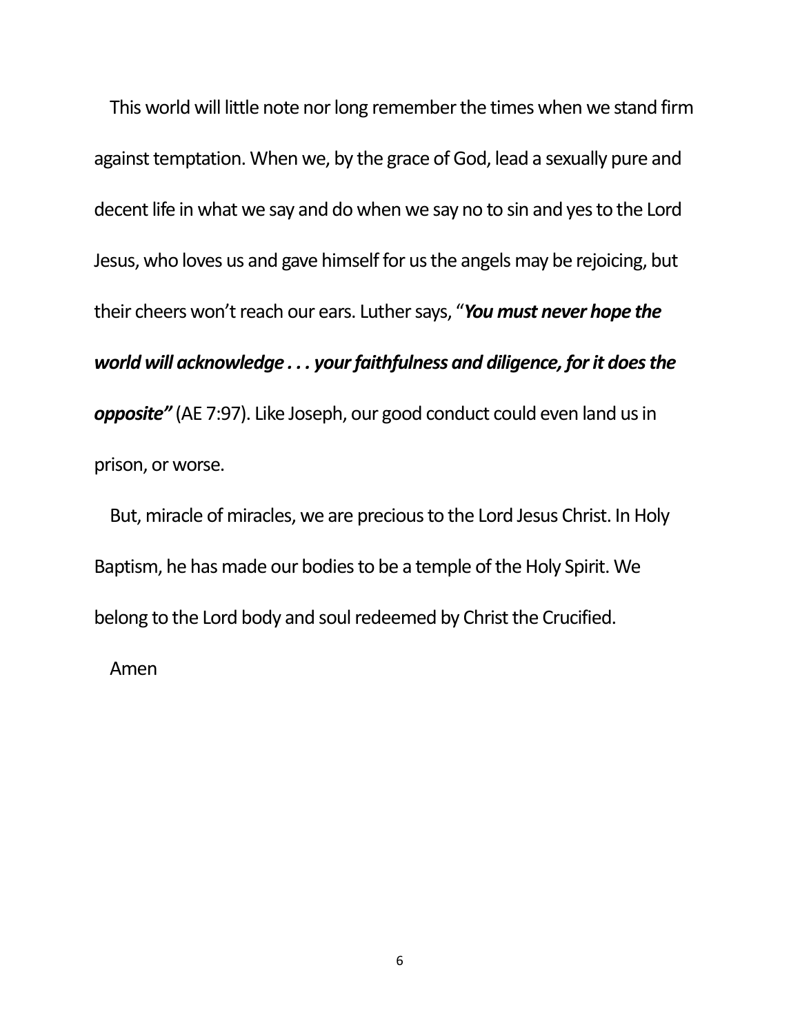This world will little note nor long remember the times when we stand firm against temptation. When we, by the grace of God, lead a sexually pure and decent life in what we say and do when we say no to sin and yes to the Lord Jesus, who loves us and gave himself for us the angels may be rejoicing, but their cheers won't reach our ears. Luther says, "***You must never hope the world will acknowledge . . . your faithfulness and diligence, for it does the opposite"*** (AE 7:97). Like Joseph, our good conduct could even land us in prison, or worse.

But, miracle of miracles, we are precious to the Lord Jesus Christ. In Holy Baptism, he has made our bodies to be a temple of the Holy Spirit. We belong to the Lord body and soul redeemed by Christ the Crucified.

Amen